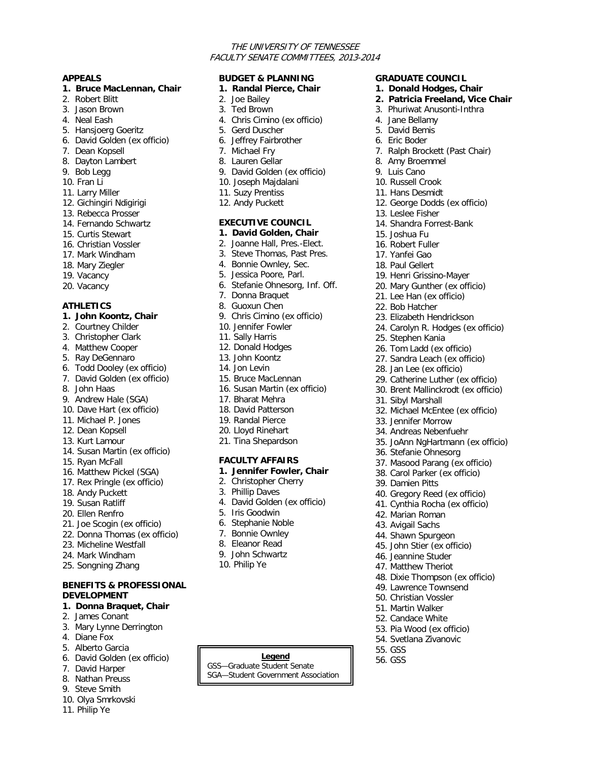*THE UNIVERSITY OF TENNESSEE*
*FACULTY SENATE COMMITTEES, 2013-2014*

**APPEALS**

1. **Bruce MacLennan, Chair**
2. Robert Blitt
3. Jason Brown
4. Neal Eash
5. Hansjoerg Goeritz
6. David Golden (ex officio)
7. Dean Kopsell
8. Dayton Lambert
9. Bob Legg
10. Fran Li
11. Larry Miller
12. Gichingiri Ndigirigi
13. Rebecca Prosser
14. Fernando Schwartz
15. Curtis Stewart
16. Christian Vossler
17. Mark Windham
18. Mary Ziegler
19. Vacancy
20. Vacancy

**ATHLETICS**

1. **John Koontz, Chair**
2. Courtney Childer
3. Christopher Clark
4. Matthew Cooper
5. Ray DeGennaro
6. Todd Dooley (ex officio)
7. David Golden (ex officio)
8. John Haas
9. Andrew Hale (SGA)
10. Dave Hart (ex officio)
11. Michael P. Jones
12. Dean Kopsell
13. Kurt Lamour
14. Susan Martin (ex officio)
15. Ryan McFall
16. Matthew Pickel (SGA)
17. Rex Pringle (ex officio)
18. Andy Puckett
19. Susan Ratliff
20. Ellen Renfro
21. Joe Scogin (ex officio)
22. Donna Thomas (ex officio)
23. Micheline Westfall
24. Mark Windham
25. Songning Zhang

**BENEFITS & PROFESSIONAL DEVELOPMENT**

1. **Donna Braquet, Chair**
2. James Conant
3. Mary Lynne Derrington
4. Diane Fox
5. Alberto Garcia
6. David Golden (ex officio)
7. David Harper
8. Nathan Preuss
9. Steve Smith
10. Olya Smrkovski
11. Philip Ye

**BUDGET & PLANNING**

1. **Randal Pierce, Chair**
2. Joe Bailey
3. Ted Brown
4. Chris Cimino (ex officio)
5. Gerd Duscher
6. Jeffrey Fairbrother
7. Michael Fry
8. Lauren Gellar
9. David Golden (ex officio)
10. Joseph Majdalani
11. Suzy Prentiss
12. Andy Puckett

**EXECUTIVE COUNCIL**

1. **David Golden, Chair**
2. Joanne Hall, Pres.-Elect.
3. Steve Thomas, Past Pres.
4. Bonnie Ownley, Sec.
5. Jessica Poore, Parl.
6. Stefanie Ohnesorg, Inf. Off.
7. Donna Braquet
8. Guoxun Chen
9. Chris Cimino (ex officio)
10. Jennifer Fowler
11. Sally Harris
12. Donald Hodges
13. John Koontz
14. Jon Levin
15. Bruce MacLennan
16. Susan Martin (ex officio)
17. Bharat Mehra
18. David Patterson
19. Randal Pierce
20. Lloyd Rinehart
21. Tina Shepardson

**FACULTY AFFAIRS**

1. **Jennifer Fowler, Chair**
2. Christopher Cherry
3. Phillip Daves
4. David Golden (ex officio)
5. Iris Goodwin
6. Stephanie Noble
7. Bonnie Ownley
8. Eleanor Read
9. John Schwartz
10. Philip Ye

**GRADUATE COUNCIL**

1. **Donald Hodges, Chair**
2. **Patricia Freeland, Vice Chair**
3. Phuriwat Anusonti-Inthra
4. Jane Bellamy
5. David Bemis
6. Eric Boder
7. Ralph Brockett (Past Chair)
8. Amy Broemmel
9. Luis Cano
10. Russell Crook
11. Hans Desmidt
12. George Dodds (ex officio)
13. Leslee Fisher
14. Shandra Forrest-Bank
15. Joshua Fu
16. Robert Fuller
17. Yanfei Gao
18. Paul Gellert
19. Henri Grissino-Mayer
20. Mary Gunther (ex officio)
21. Lee Han (ex officio)
22. Bob Hatcher
23. Elizabeth Hendrickson
24. Carolyn R. Hodges (ex officio)
25. Stephen Kania
26. Tom Ladd (ex officio)
27. Sandra Leach (ex officio)
28. Jan Lee (ex officio)
29. Catherine Luther (ex officio)
30. Brent Mallinckrodt (ex officio)
31. Sibyl Marshall
32. Michael McEntee (ex officio)
33. Jennifer Morrow
34. Andreas Nebenfuehr
35. JoAnn NgHartmann (ex officio)
36. Stefanie Ohnesorg
37. Masood Parang (ex officio)
38. Carol Parker (ex officio)
39. Damien Pitts
40. Gregory Reed (ex officio)
41. Cynthia Rocha (ex officio)
42. Marian Roman
43. Avigail Sachs
44. Shawn Spurgeon
45. John Stier (ex officio)
46. Jeannine Studer
47. Matthew Theriot
48. Dixie Thompson (ex officio)
49. Lawrence Townsend
50. Christian Vossler
51. Martin Walker
52. Candace White
53. Pia Wood (ex officio)
54. Svetlana Zivanovic
55. GSS
56. GSS

**Legend**

GSS—Graduate Student Senate
SGA—Student Government Association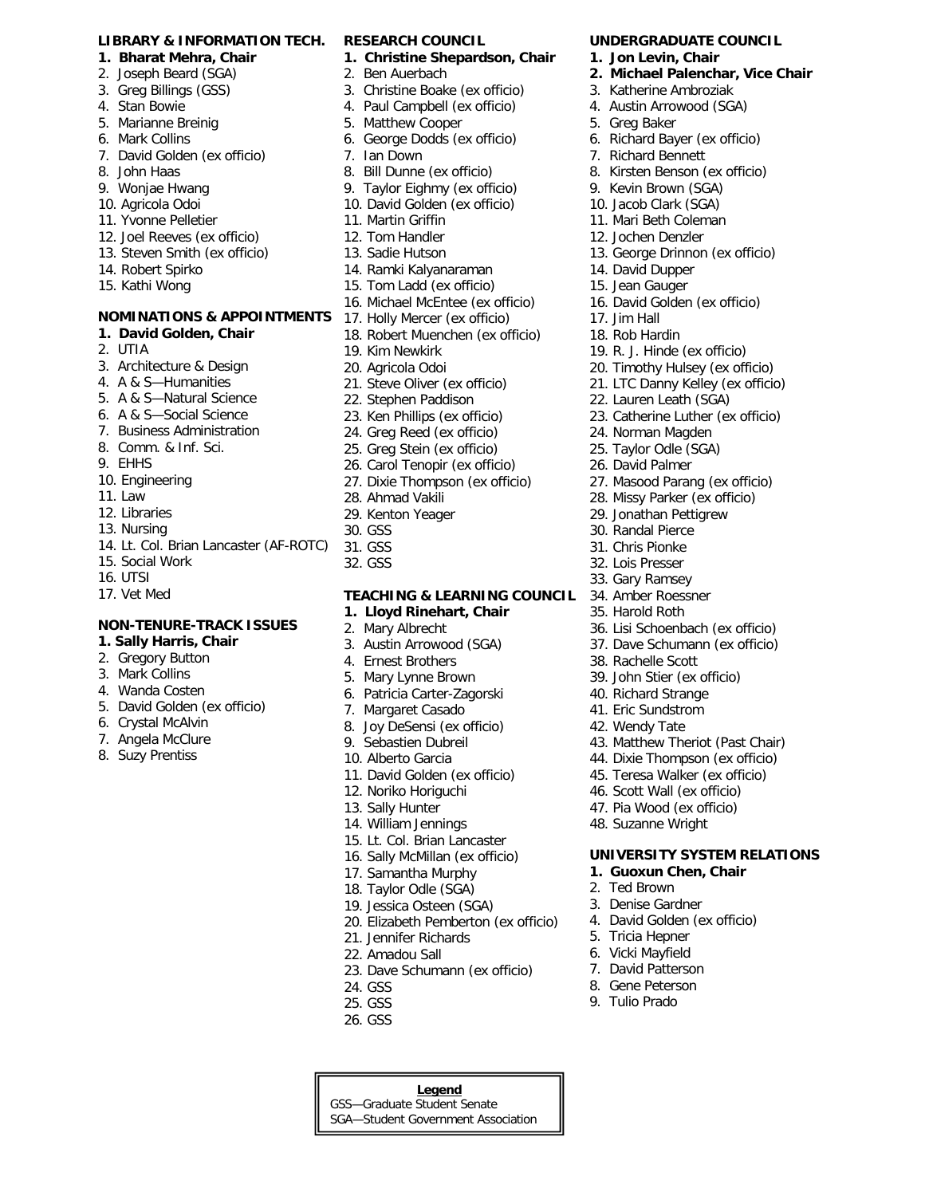### LIBRARY & INFORMATION TECH.

1. **Bharat Mehra, Chair**
2. Joseph Beard (SGA)
3. Greg Billings (GSS)
4. Stan Bowie
5. Marianne Breinig
6. Mark Collins
7. David Golden (ex officio)
8. John Haas
9. Wonjae Hwang
10. Agricola Odoi
11. Yvonne Pelletier
12. Joel Reeves (ex officio)
13. Steven Smith (ex officio)
14. Robert Spirko
15. Kathi Wong

### NOMINATIONS & APPOINTMENTS

1. **David Golden, Chair**
2. UTIA
3. Architecture & Design
4. A & S—Humanities
5. A & S—Natural Science
6. A & S—Social Science
7. Business Administration
8. Comm. & Inf. Sci.
9. EHHS
10. Engineering
11. Law
12. Libraries
13. Nursing
14. Lt. Col. Brian Lancaster (AF-ROTC)
15. Social Work
16. UTSI
17. Vet Med

### NON-TENURE-TRACK ISSUES

1. **Sally Harris, Chair**
2. Gregory Button
3. Mark Collins
4. Wanda Costen
5. David Golden (ex officio)
6. Crystal McAlvin
7. Angela McClure
8. Suzy Prentiss

### RESEARCH COUNCIL

1. **Christine Shepardson, Chair**
2. Ben Auerbach
3. Christine Boake (ex officio)
4. Paul Campbell (ex officio)
5. Matthew Cooper
6. George Dodds (ex officio)
7. Ian Down
8. Bill Dunne (ex officio)
9. Taylor Eighmy (ex officio)
10. David Golden (ex officio)
11. Martin Griffin
12. Tom Handler
13. Sadie Hutson
14. Ramki Kalyanaraman
15. Tom Ladd (ex officio)
16. Michael McEntee (ex officio)
17. Holly Mercer (ex officio)
18. Robert Muenchen (ex officio)
19. Kim Newkirk
20. Agricola Odoi
21. Steve Oliver (ex officio)
22. Stephen Paddison
23. Ken Phillips (ex officio)
24. Greg Reed (ex officio)
25. Greg Stein (ex officio)
26. Carol Tenopir (ex officio)
27. Dixie Thompson (ex officio)
28. Ahmad Vakili
29. Kenton Yeager
30. GSS
31. GSS
32. GSS

### TEACHING & LEARNING COUNCIL

1. **Lloyd Rinehart, Chair**
2. Mary Albrecht
3. Austin Arrowood (SGA)
4. Ernest Brothers
5. Mary Lynne Brown
6. Patricia Carter-Zagorski
7. Margaret Casado
8. Joy DeSensi (ex officio)
9. Sebastien Dubreil
10. Alberto Garcia
11. David Golden (ex officio)
12. Noriko Horiguchi
13. Sally Hunter
14. William Jennings
15. Lt. Col. Brian Lancaster
16. Sally McMillan (ex officio)
17. Samantha Murphy
18. Taylor Odle (SGA)
19. Jessica Osteen (SGA)
20. Elizabeth Pemberton (ex officio)
21. Jennifer Richards
22. Amadou Sall
23. Dave Schumann (ex officio)
24. GSS
25. GSS
26. GSS

### UNDERGRADUATE COUNCIL

1. **Jon Levin, Chair**
2. **Michael Palenchar, Vice Chair**
3. Katherine Ambroziak
4. Austin Arrowood (SGA)
5. Greg Baker
6. Richard Bayer (ex officio)
7. Richard Bennett
8. Kirsten Benson (ex officio)
9. Kevin Brown (SGA)
10. Jacob Clark (SGA)
11. Mari Beth Coleman
12. Jochen Denzler
13. George Drinnon (ex officio)
14. David Dupper
15. Jean Gauger
16. David Golden (ex officio)
17. Jim Hall
18. Rob Hardin
19. R. J. Hinde (ex officio)
20. Timothy Hulsey (ex officio)
21. LTC Danny Kelley (ex officio)
22. Lauren Leath (SGA)
23. Catherine Luther (ex officio)
24. Norman Magden
25. Taylor Odle (SGA)
26. David Palmer
27. Masood Parang (ex officio)
28. Missy Parker (ex officio)
29. Jonathan Pettigrew
30. Randal Pierce
31. Chris Pionke
32. Lois Presser
33. Gary Ramsey
34. Amber Roessner
35. Harold Roth
36. Lisi Schoenbach (ex officio)
37. Dave Schumann (ex officio)
38. Rachelle Scott
39. John Stier (ex officio)
40. Richard Strange
41. Eric Sundstrom
42. Wendy Tate
43. Matthew Theriot (Past Chair)
44. Dixie Thompson (ex officio)
45. Teresa Walker (ex officio)
46. Scott Wall (ex officio)
47. Pia Wood (ex officio)
48. Suzanne Wright

### UNIVERSITY SYSTEM RELATIONS

1. **Guoxun Chen, Chair**
2. Ted Brown
3. Denise Gardner
4. David Golden (ex officio)
5. Tricia Hepner
6. Vicki Mayfield
7. David Patterson
8. Gene Peterson
9. Tulio Prado

**Legend**

GSS—Graduate Student Senate
SGA—Student Government Association